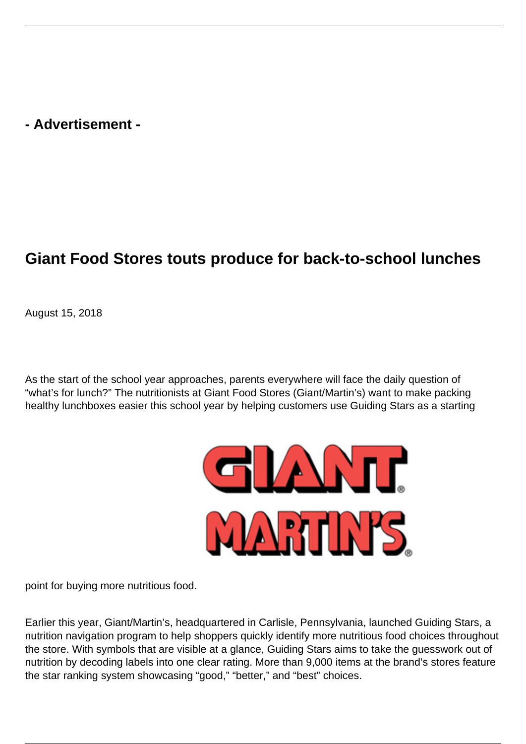- Advertisement -

# Giant Food Stores touts produce for back-to-school lunches

August 15, 2018

As the start of the school year approaches, parents everywhere will face the daily question of "what's for lunch?" The nutritionists at Giant Food Stores (Giant/Martin's) want to make packing healthy lunchboxes easier this school year by helping customers use Guiding Stars as a starting point for buying more nutritious food.

Earlier this year, Giant/Martin's, headquartered in Carlisle, Pennsylvania, launched Guiding Stars, a nutrition navigation program to help shoppers quickly identify more nutritious food choices throughout the store. With symbols that are visible at a glance, Guiding Stars aims to take the guesswork out of nutrition by decoding labels into one clear rating. More than 9,000 items at the brand's stores feature the star ranking system showcasing "good," "better," and "best" choices.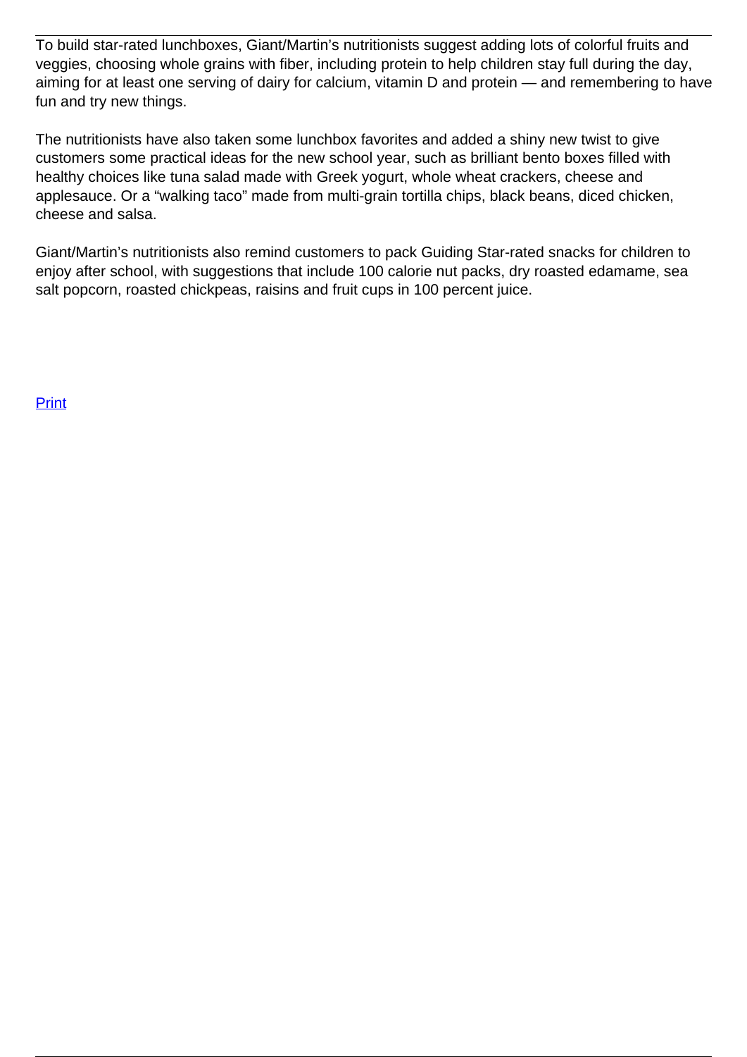To build star-rated lunchboxes, Giant/Martin's nutritionists suggest adding lots of colorful fruits and veggies, choosing whole grains with fiber, including protein to help children stay full during the day, aiming for at least one serving of dairy for calcium, vitamin D and protein — and remembering to have fun and try new things.

The nutritionists have also taken some lunchbox favorites and added a shiny new twist to give customers some practical ideas for the new school year, such as brilliant bento boxes filled with healthy choices like tuna salad made with Greek yogurt, whole wheat crackers, cheese and applesauce. Or a "walking taco" made from multi-grain tortilla chips, black beans, diced chicken, cheese and salsa.

Giant/Martin's nutritionists also remind customers to pack Guiding Star-rated snacks for children to enjoy after school, with suggestions that include 100 calorie nut packs, dry roasted edamame, sea salt popcorn, roasted chickpeas, raisins and fruit cups in 100 percent juice.

Print